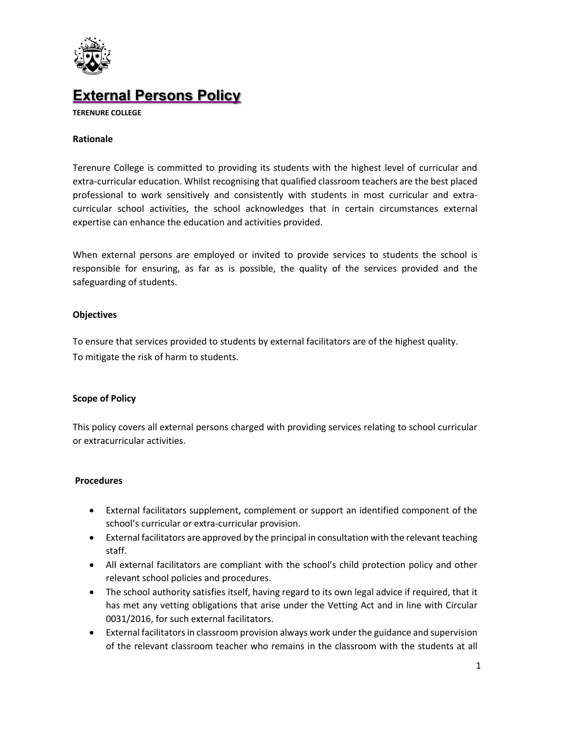# External Persons Policy

**TERENURE COLLEGE**

**Rationale**

Terenure College is committed to providing its students with the highest level of curricular and extra-curricular education. Whilst recognising that qualified classroom teachers are the best placed professional to work sensitively and consistently with students in most curricular and extra-curricular school activities, the school acknowledges that in certain circumstances external expertise can enhance the education and activities provided.

When external persons are employed or invited to provide services to students the school is responsible for ensuring, as far as is possible, the quality of the services provided and the safeguarding of students.

**Objectives**

To ensure that services provided to students by external facilitators are of the highest quality.
To mitigate the risk of harm to students.

**Scope of Policy**

This policy covers all external persons charged with providing services relating to school curricular or extracurricular activities.

**Procedures**

- External facilitators supplement, complement or support an identified component of the school's curricular or extra-curricular provision.
- External facilitators are approved by the principal in consultation with the relevant teaching staff.
- All external facilitators are compliant with the school's child protection policy and other relevant school policies and procedures.
- The school authority satisfies itself, having regard to its own legal advice if required, that it has met any vetting obligations that arise under the Vetting Act and in line with Circular 0031/2016, for such external facilitators.
- External facilitators in classroom provision always work under the guidance and supervision of the relevant classroom teacher who remains in the classroom with the students at all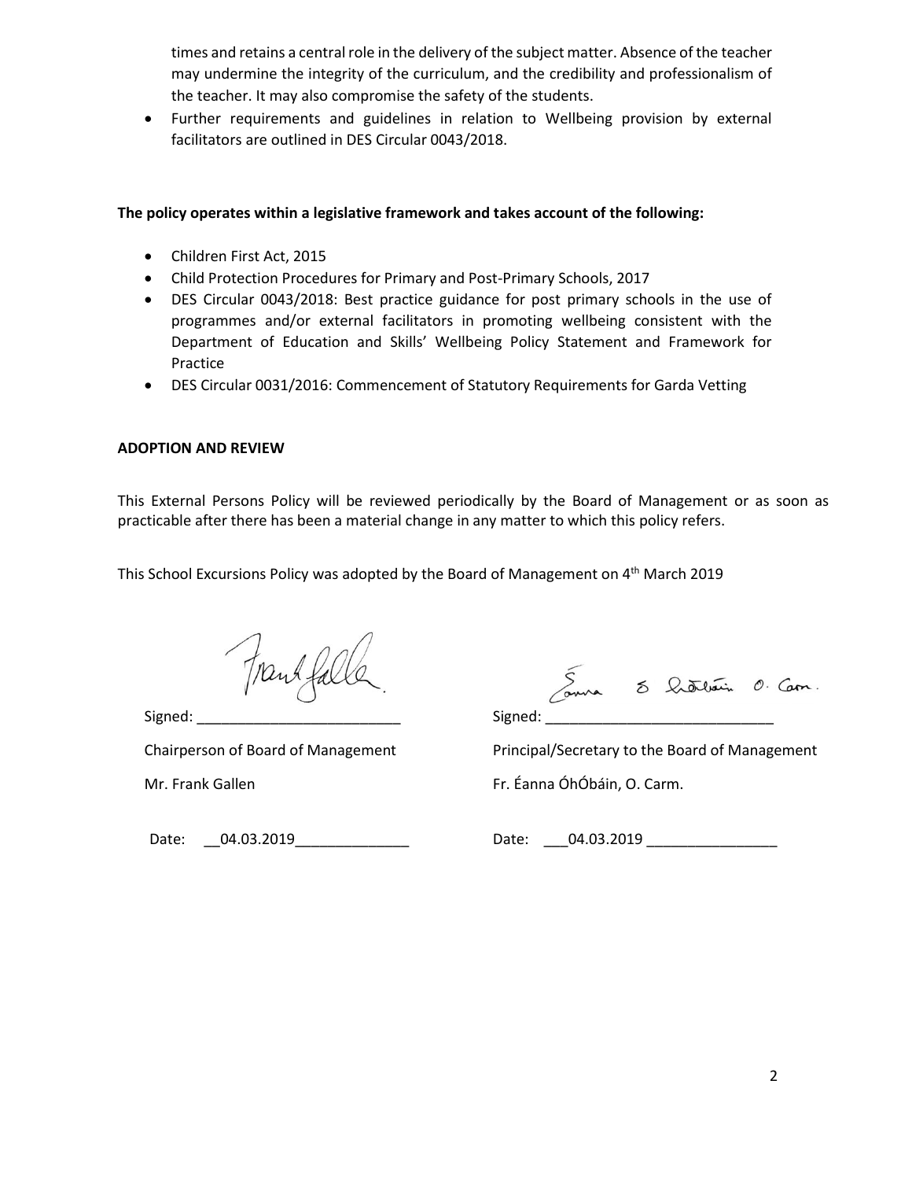times and retains a central role in the delivery of the subject matter. Absence of the teacher may undermine the integrity of the curriculum, and the credibility and professionalism of the teacher. It may also compromise the safety of the students.

- Further requirements and guidelines in relation to Wellbeing provision by external facilitators are outlined in DES Circular 0043/2018.

**The policy operates within a legislative framework and takes account of the following:**

- Children First Act, 2015
- Child Protection Procedures for Primary and Post-Primary Schools, 2017
- DES Circular 0043/2018: Best practice guidance for post primary schools in the use of programmes and/or external facilitators in promoting wellbeing consistent with the Department of Education and Skills' Wellbeing Policy Statement and Framework for Practice
- DES Circular 0031/2016: Commencement of Statutory Requirements for Garda Vetting

**ADOPTION AND REVIEW**

This External Persons Policy will be reviewed periodically by the Board of Management or as soon as practicable after there has been a material change in any matter to which this policy refers.

This School Excursions Policy was adopted by the Board of Management on 4th March 2019

Signed: ________________________

Chairperson of Board of Management

Mr. Frank Gallen

Date: 04.03.2019

Signed: ________________________

Principal/Secretary to the Board of Management

Fr. Éanna ÓhÓbáin, O. Carm.

Date: 04.03.2019